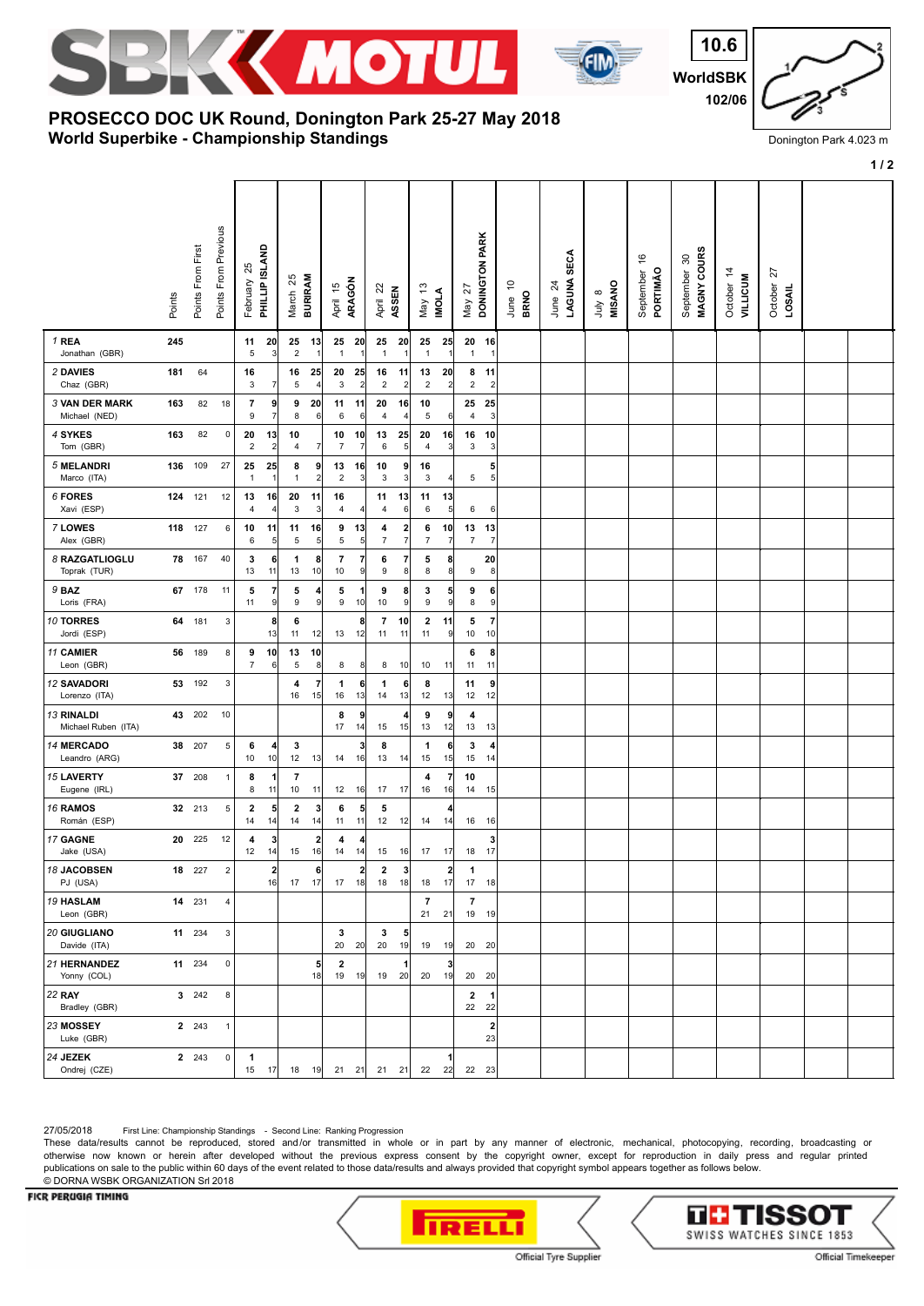10.6
WorldSBK
102/06

Donington Park 4.023 m

## PROSECCO DOC UK Round, Donington Park 25-27 May 2018
## World Superbike - Championship Standings

| Pos / Rider | Points | Points From First | Points From Previous | February 25 PHILLIP ISLAND Race 1 | February 25 PHILLIP ISLAND Race 2 | March 25 BURIRAM Race 1 | March 25 BURIRAM Race 2 | April 15 ARAGÓN Race 1 | April 15 ARAGÓN Race 2 | April 22 ASSEN Race 1 | April 22 ASSEN Race 2 | May 13 IMOLA Race 1 | May 13 IMOLA Race 2 | May 27 DONINGTON PARK Race 1 | May 27 DONINGTON PARK Race 2 | June 10 BRNO | June 24 LAGUNA SECA | July 8 MISANO | September 16 PORTIMÃO | September 30 MAGNY COURS | October 14 VILLICUM | October 27 LOSAIL |
|---|---|---|---|---|---|---|---|---|---|---|---|---|---|---|---|---|---|---|---|---|---|---|
| 1 REA Jonathan (GBR) | 245 | | | 11 (5) | 20 (3) | 25 (2) | 13 (1) | 25 (1) | 20 (1) | 25 (1) | 20 (1) | 25 (1) | 25 (1) | 20 (1) | 16 (1) | | | | | | | |
| 2 DAVIES Chaz (GBR) | 181 | 64 | | 16 (3) | (7) | 16 (5) | 25 (4) | 20 (3) | 25 (2) | 16 (2) | 11 (2) | 13 (2) | 20 (2) | 8 (2) | 11 (2) | | | | | | | |
| 3 VAN DER MARK Michael (NED) | 163 | 82 | 18 | 7 (9) | 9 (7) | 9 (8) | 20 (6) | 11 (6) | 11 (6) | 20 (4) | 16 (4) | 10 (5) | (6) | 25 (4) | 25 (3) | | | | | | | |
| 4 SYKES Tom (GBR) | 163 | 82 | 0 | 20 (2) | 13 (2) | 10 (4) | (7) | 10 (7) | 10 (7) | 13 (6) | 25 (5) | 20 (4) | 16 (3) | 16 (3) | 10 (3) | | | | | | | |
| 5 MELANDRI Marco (ITA) | 136 | 109 | 27 | 25 (1) | 25 (1) | 8 (1) | 9 (2) | 13 (2) | 16 (3) | 10 (3) | 9 (3) | 16 (3) | (4) | (5) | 5 (5) | | | | | | | |
| 6 FORES Xavi (ESP) | 124 | 121 | 12 | 13 (4) | 16 (4) | 20 (3) | 11 (3) | 16 (4) | (4) | 11 (4) | 13 (6) | 11 (6) | 13 (5) | (6) | (6) | | | | | | | |
| 7 LOWES Alex (GBR) | 118 | 127 | 6 | 10 (6) | 11 (5) | 11 (5) | 16 (5) | 9 (5) | 13 (5) | 4 (7) | 2 (7) | 6 (7) | 10 (7) | 13 (7) | 13 (7) | | | | | | | |
| 8 RAZGATLIOGLU Toprak (TUR) | 78 | 167 | 40 | 3 (13) | 6 (11) | 1 (13) | 8 (10) | 7 (10) | 7 (9) | 6 (9) | 7 (8) | 5 (8) | 8 (8) | (9) | 20 (8) | | | | | | | |
| 9 BAZ Loris (FRA) | 67 | 178 | 11 | 5 (11) | 7 (9) | 5 (9) | 4 (9) | 5 (9) | 1 (10) | 9 (10) | 8 (9) | 3 (9) | 5 (9) | 9 (8) | 6 (9) | | | | | | | |
| 10 TORRES Jordi (ESP) | 64 | 181 | 3 | | 8 (13) | 6 (11) | (12) | (13) | 8 (12) | 7 (11) | 10 (11) | 2 (11) | 11 (9) | 5 (10) | 7 (10) | | | | | | | |
| 11 CAMIER Leon (GBR) | 56 | 189 | 8 | 9 (7) | 10 (6) | 13 (5) | 10 (8) | (8) | (8) | (8) | (10) | (10) | (11) | 6 (11) | 8 (11) | | | | | | | |
| 12 SAVADORI Lorenzo (ITA) | 53 | 192 | 3 | | | 4 (16) | 7 (15) | 1 (16) | 6 (13) | 1 (14) | 6 (13) | 8 (12) | (13) | 11 (12) | 9 (12) | | | | | | | |
| 13 RINALDI Michael Ruben (ITA) | 43 | 202 | 10 | | | | | 8 (17) | 9 (14) | (15) | 4 (15) | 9 (13) | 9 (12) | 4 (13) | (13) | | | | | | | |
| 14 MERCADO Leandro (ARG) | 38 | 207 | 5 | 6 (10) | 4 (10) | 3 (12) | (13) | (14) | 3 (16) | 8 (13) | (14) | 1 (15) | 6 (15) | 3 (15) | 4 (14) | | | | | | | |
| 15 LAVERTY Eugene (IRL) | 37 | 208 | 1 | 8 (8) | 1 (11) | 7 (10) | (11) | (12) | (16) | (17) | (17) | 4 (16) | 7 (16) | 10 (14) | (15) | | | | | | | |
| 16 RAMOS Román (ESP) | 32 | 213 | 5 | 2 (14) | 5 (14) | 2 (14) | 3 (14) | 6 (11) | 5 (11) | 5 (12) | (12) | (14) | 4 (14) | (16) | (16) | | | | | | | |
| 17 GAGNE Jake (USA) | 20 | 225 | 12 | 4 (12) | 3 (14) | (15) | 2 (16) | 4 (14) | 4 (14) | (15) | (16) | (17) | (17) | (18) | 3 (17) | | | | | | | |
| 18 JACOBSEN PJ (USA) | 18 | 227 | 2 | | 2 (16) | (17) | 6 (17) | (17) | 2 (18) | 2 (18) | 3 (18) | (18) | 2 (17) | 1 (17) | (18) | | | | | | | |
| 19 HASLAM Leon (GBR) | 14 | 231 | 4 | | | | | | | | | 7 (21) | (21) | 7 (19) | (19) | | | | | | | |
| 20 GIUGLIANO Davide (ITA) | 11 | 234 | 3 | | | | | 3 (20) | (20) | 3 (20) | 5 (19) | (19) | (19) | (20) | (20) | | | | | | | |
| 21 HERNANDEZ Yonny (COL) | 11 | 234 | 0 | | | | 5 (18) | 2 (19) | (19) | (19) | 1 (20) | (20) | 3 (19) | (20) | (20) | | | | | | | |
| 22 RAY Bradley (GBR) | 3 | 242 | 8 | | | | | | | | | | | 2 (22) | 1 (22) | | | | | | | |
| 23 MOSSEY Luke (GBR) | 2 | 243 | 1 | | | | | | | | | | | | 2 (23) | | | | | | | |
| 24 JEZEK Ondrej (CZE) | 2 | 243 | 0 | 1 (15) | (17) | (18) | (19) | (21) | (21) | (21) | (21) | (22) | 1 (22) | (22) | (23) | | | | | | | |

27/05/2018 First Line: Championship Standings - Second Line: Ranking Progression

These data/results cannot be reproduced, stored and/or transmitted in whole or in part by any manner of electronic, mechanical, photocopying, recording, broadcasting or otherwise now known or herein after developed without the previous express consent by the copyright owner, except for reproduction in daily press and regular printed publications on sale to the public within 60 days of the event related to those data/results and always provided that copyright symbol appears together as follows below.
© DORNA WSBK ORGANIZATION Srl 2018

FICR PERUGIA TIMING

Official Tyre Supplier — PIRELLI

Official Timekeeper — TISSOT SWISS WATCHES SINCE 1853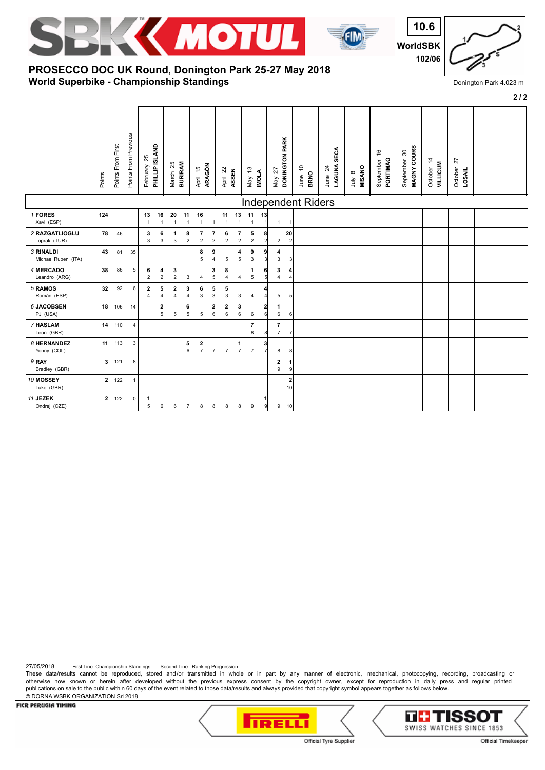# PROSECCO DOC UK Round, Donington Park 25-27 May 2018

## World Superbike - Championship Standings

10.6
WorldSBK
102/06

Donington Park 4.023 m

### Independent Riders

| | Points | Points From First | Points From Previous | February 25 PHILLIP ISLAND | | March 25 BURIRAM | | April 15 ARAGÓN | | April 22 ASSEN | | May 13 IMOLA | | May 27 DONINGTON PARK | | June 10 BRNO | June 24 LAGUNA SECA | July 8 MISANO | September 16 PORTIMÃO | September 30 MAGNY COURS | October 14 VILLICUM | October 27 LOSAIL |
|---|---|---|---|---|---|---|---|---|---|---|---|---|---|---|---|---|---|---|---|---|---|---|
| 1 FORES Xavi (ESP) | 124 | | | 13 | 16 | 20 | 11 | 16 | | 11 | 13 | 11 | 13 | | | | | | | | | |
| | | | | 1 | 1 | 1 | 1 | 1 | 1 | 1 | 1 | 1 | 1 | 1 | 1 | | | | | | | |
| 2 RAZGATLIOGLU Toprak (TUR) | 78 | 46 | | 3 | 6 | 1 | 8 | 7 | 7 | 6 | 7 | 5 | 8 | | 20 | | | | | | | |
| | | | | 3 | 3 | 3 | 2 | 2 | 2 | 2 | 2 | 2 | 2 | 2 | 2 | | | | | | | |
| 3 RINALDI Michael Ruben (ITA) | 43 | 81 | 35 | | | | | 8 | 9 | | 4 | 9 | 9 | 4 | | | | | | | | |
| | | | | | | | | 5 | 4 | 5 | 5 | 3 | 3 | 3 | 3 | | | | | | | |
| 4 MERCADO Leandro (ARG) | 38 | 86 | 5 | 6 | 4 | 3 | | | 3 | 8 | | 1 | 6 | 3 | 4 | | | | | | | |
| | | | | 2 | 2 | 2 | 3 | 4 | 5 | 4 | 4 | 5 | 5 | 4 | 4 | | | | | | | |
| 5 RAMOS Román (ESP) | 32 | 92 | 6 | 2 | 5 | 2 | 3 | 6 | 5 | 5 | | | 4 | | | | | | | | | |
| | | | | 4 | 4 | 4 | 4 | 3 | 3 | 3 | 3 | 4 | 4 | 5 | 5 | | | | | | | |
| 6 JACOBSEN PJ (USA) | 18 | 106 | 14 | | 2 | | 6 | | 2 | 2 | 3 | | 2 | 1 | | | | | | | | |
| | | | | | 5 | 5 | 5 | 5 | 6 | 6 | 6 | 6 | 6 | 6 | 6 | | | | | | | |
| 7 HASLAM Leon (GBR) | 14 | 110 | 4 | | | | | | | | | 7 | | 7 | | | | | | | | |
| | | | | | | | | | | | | 8 | 8 | 7 | 7 | | | | | | | |
| 8 HERNANDEZ Yonny (COL) | 11 | 113 | 3 | | | | 5 | 2 | | | 1 | | 3 | | | | | | | | | |
| | | | | | | | 6 | 7 | 7 | 7 | 7 | 7 | 7 | 8 | 8 | | | | | | | |
| 9 RAY Bradley (GBR) | 3 | 121 | 8 | | | | | | | | | | | 2 | 1 | | | | | | | |
| | | | | | | | | | | | | | | 9 | 9 | | | | | | | |
| 10 MOSSEY Luke (GBR) | 2 | 122 | 1 | | | | | | | | | | | | 2 | | | | | | | |
| | | | | | | | | | | | | | | | 10 | | | | | | | |
| 11 JEZEK Ondrej (CZE) | 2 | 122 | 0 | 1 | | | | | | | | | 1 | | | | | | | | | |
| | | | | 5 | 6 | 6 | 7 | 8 | 8 | 8 | 8 | 9 | 9 | 9 | 10 | | | | | | | |

27/05/2018 First Line: Championship Standings - Second Line: Ranking Progression

These data/results cannot be reproduced, stored and/or transmitted in whole or in part by any manner of electronic, mechanical, photocopying, recording, broadcasting or otherwise now known or herein after developed without the previous express consent by the copyright owner, except for reproduction in daily press and regular printed publications on sale to the public within 60 days of the event related to those data/results and always provided that copyright symbol appears together as follows below.
© DORNA WSBK ORGANIZATION Srl 2018

FICR PERUGIA TIMING

Official Tyre Supplier

Official Timekeeper